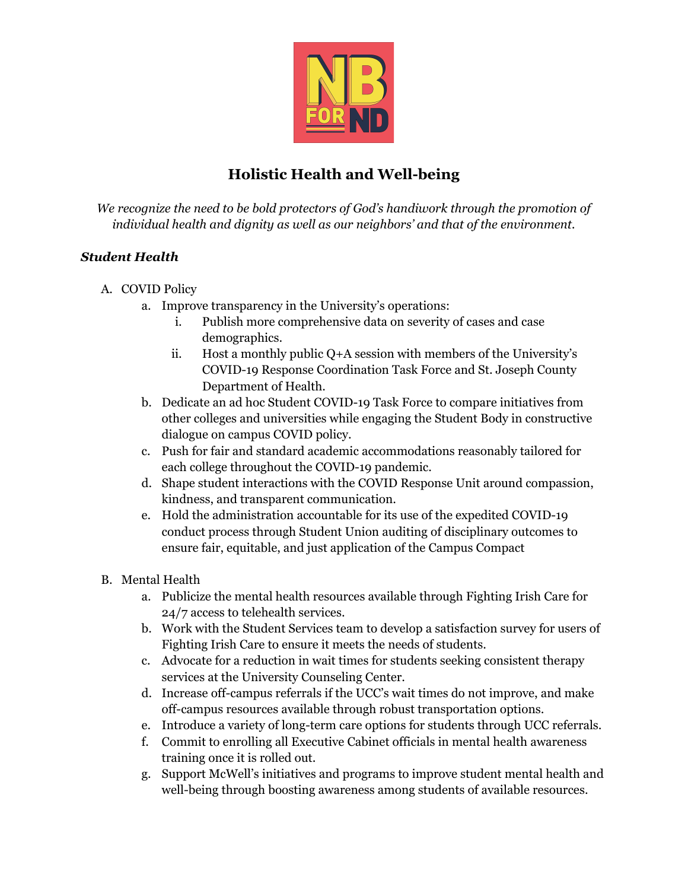# Holistic Health and Well-being

*We recognize the need to be bold protectors of God's handiwork through the promotion of individual health and dignity as well as our neighbors' and that of the environment.*

### ***Student Health***

A. COVID Policy
   a. Improve transparency in the University's operations:
      i. Publish more comprehensive data on severity of cases and case demographics.
      ii. Host a monthly public Q+A session with members of the University's COVID-19 Response Coordination Task Force and St. Joseph County Department of Health.
   b. Dedicate an ad hoc Student COVID-19 Task Force to compare initiatives from other colleges and universities while engaging the Student Body in constructive dialogue on campus COVID policy.
   c. Push for fair and standard academic accommodations reasonably tailored for each college throughout the COVID-19 pandemic.
   d. Shape student interactions with the COVID Response Unit around compassion, kindness, and transparent communication.
   e. Hold the administration accountable for its use of the expedited COVID-19 conduct process through Student Union auditing of disciplinary outcomes to ensure fair, equitable, and just application of the Campus Compact

B. Mental Health
   a. Publicize the mental health resources available through Fighting Irish Care for 24/7 access to telehealth services.
   b. Work with the Student Services team to develop a satisfaction survey for users of Fighting Irish Care to ensure it meets the needs of students.
   c. Advocate for a reduction in wait times for students seeking consistent therapy services at the University Counseling Center.
   d. Increase off-campus referrals if the UCC's wait times do not improve, and make off-campus resources available through robust transportation options.
   e. Introduce a variety of long-term care options for students through UCC referrals.
   f. Commit to enrolling all Executive Cabinet officials in mental health awareness training once it is rolled out.
   g. Support McWell's initiatives and programs to improve student mental health and well-being through boosting awareness among students of available resources.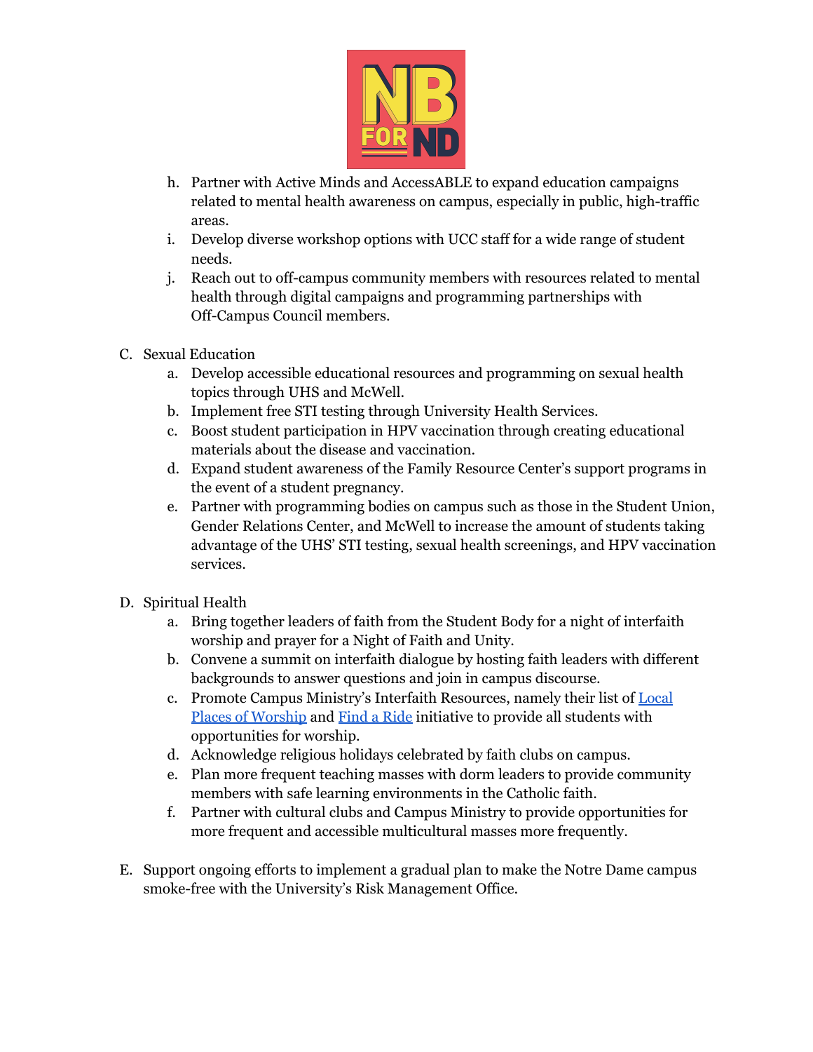h. Partner with Active Minds and AccessABLE to expand education campaigns related to mental health awareness on campus, especially in public, high-traffic areas.
   i. Develop diverse workshop options with UCC staff for a wide range of student needs.
   j. Reach out to off-campus community members with resources related to mental health through digital campaigns and programming partnerships with Off-Campus Council members.

C. Sexual Education
   a. Develop accessible educational resources and programming on sexual health topics through UHS and McWell.
   b. Implement free STI testing through University Health Services.
   c. Boost student participation in HPV vaccination through creating educational materials about the disease and vaccination.
   d. Expand student awareness of the Family Resource Center's support programs in the event of a student pregnancy.
   e. Partner with programming bodies on campus such as those in the Student Union, Gender Relations Center, and McWell to increase the amount of students taking advantage of the UHS' STI testing, sexual health screenings, and HPV vaccination services.

D. Spiritual Health
   a. Bring together leaders of faith from the Student Body for a night of interfaith worship and prayer for a Night of Faith and Unity.
   b. Convene a summit on interfaith dialogue by hosting faith leaders with different backgrounds to answer questions and join in campus discourse.
   c. Promote Campus Ministry's Interfaith Resources, namely their list of Local Places of Worship and Find a Ride initiative to provide all students with opportunities for worship.
   d. Acknowledge religious holidays celebrated by faith clubs on campus.
   e. Plan more frequent teaching masses with dorm leaders to provide community members with safe learning environments in the Catholic faith.
   f. Partner with cultural clubs and Campus Ministry to provide opportunities for more frequent and accessible multicultural masses more frequently.

E. Support ongoing efforts to implement a gradual plan to make the Notre Dame campus smoke-free with the University's Risk Management Office.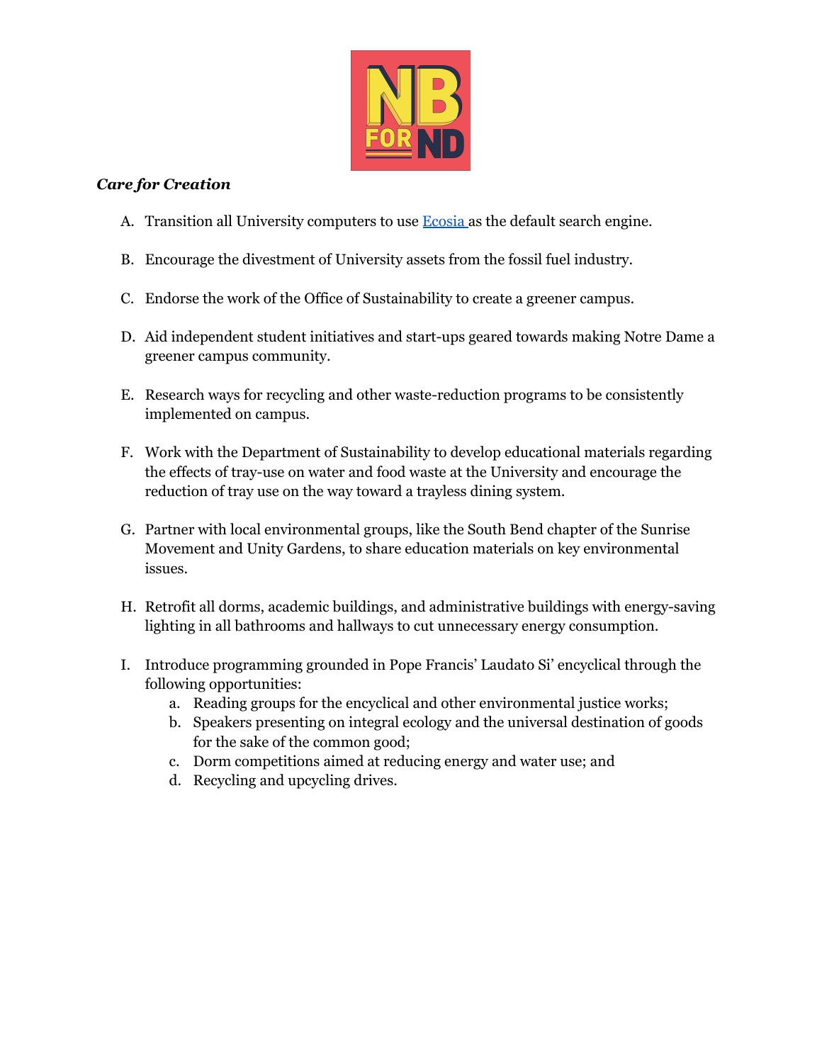***Care for Creation***

A. Transition all University computers to use [Ecosia](Ecosia) as the default search engine.

B. Encourage the divestment of University assets from the fossil fuel industry.

C. Endorse the work of the Office of Sustainability to create a greener campus.

D. Aid independent student initiatives and start-ups geared towards making Notre Dame a greener campus community.

E. Research ways for recycling and other waste-reduction programs to be consistently implemented on campus.

F. Work with the Department of Sustainability to develop educational materials regarding the effects of tray-use on water and food waste at the University and encourage the reduction of tray use on the way toward a trayless dining system.

G. Partner with local environmental groups, like the South Bend chapter of the Sunrise Movement and Unity Gardens, to share education materials on key environmental issues.

H. Retrofit all dorms, academic buildings, and administrative buildings with energy-saving lighting in all bathrooms and hallways to cut unnecessary energy consumption.

I. Introduce programming grounded in Pope Francis' Laudato Si' encyclical through the following opportunities:
   a. Reading groups for the encyclical and other environmental justice works;
   b. Speakers presenting on integral ecology and the universal destination of goods for the sake of the common good;
   c. Dorm competitions aimed at reducing energy and water use; and
   d. Recycling and upcycling drives.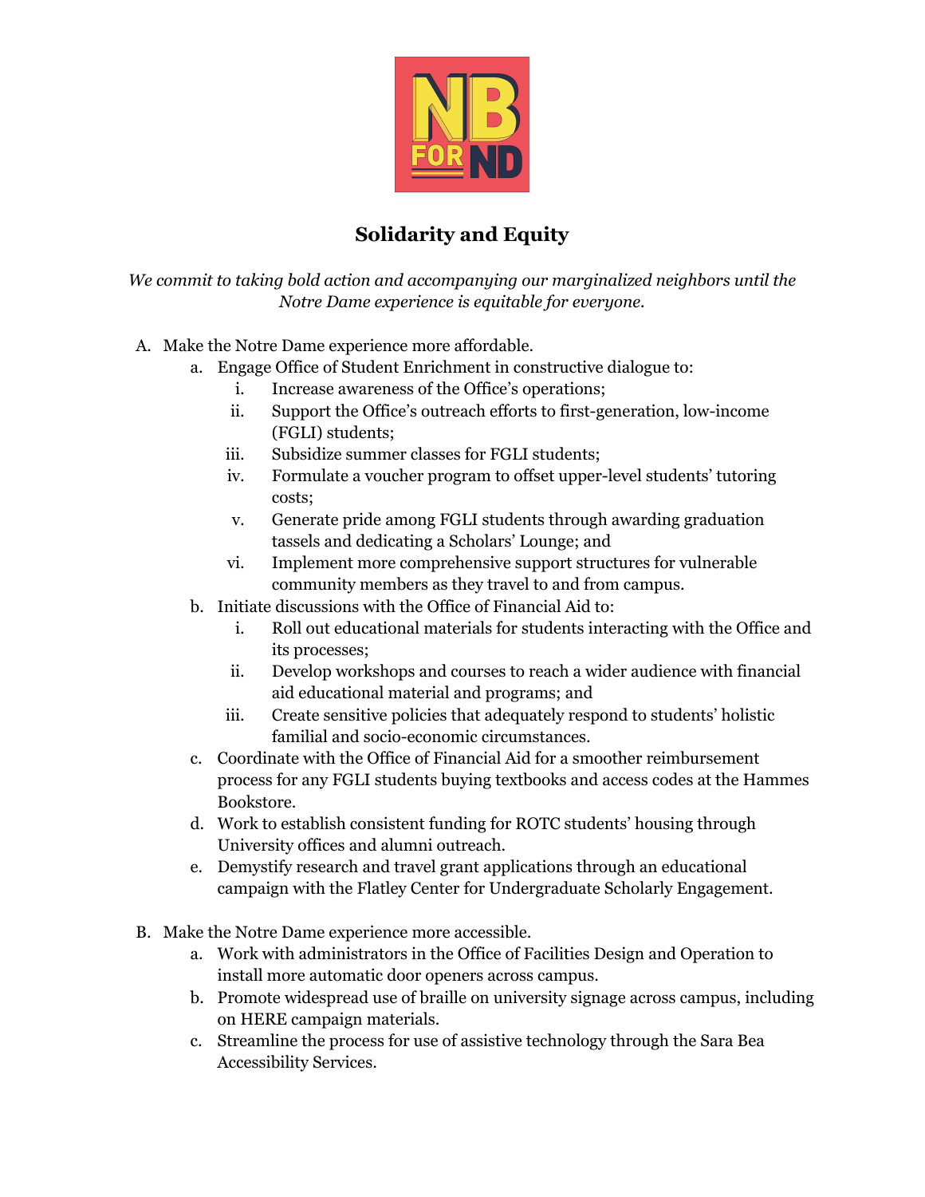## Solidarity and Equity

*We commit to taking bold action and accompanying our marginalized neighbors until the Notre Dame experience is equitable for everyone.*

A. Make the Notre Dame experience more affordable.
    a. Engage Office of Student Enrichment in constructive dialogue to:
        i. Increase awareness of the Office's operations;
        ii. Support the Office's outreach efforts to first-generation, low-income (FGLI) students;
        iii. Subsidize summer classes for FGLI students;
        iv. Formulate a voucher program to offset upper-level students' tutoring costs;
        v. Generate pride among FGLI students through awarding graduation tassels and dedicating a Scholars' Lounge; and
        vi. Implement more comprehensive support structures for vulnerable community members as they travel to and from campus.
    b. Initiate discussions with the Office of Financial Aid to:
        i. Roll out educational materials for students interacting with the Office and its processes;
        ii. Develop workshops and courses to reach a wider audience with financial aid educational material and programs; and
        iii. Create sensitive policies that adequately respond to students' holistic familial and socio-economic circumstances.
    c. Coordinate with the Office of Financial Aid for a smoother reimbursement process for any FGLI students buying textbooks and access codes at the Hammes Bookstore.
    d. Work to establish consistent funding for ROTC students' housing through University offices and alumni outreach.
    e. Demystify research and travel grant applications through an educational campaign with the Flatley Center for Undergraduate Scholarly Engagement.

B. Make the Notre Dame experience more accessible.
    a. Work with administrators in the Office of Facilities Design and Operation to install more automatic door openers across campus.
    b. Promote widespread use of braille on university signage across campus, including on HERE campaign materials.
    c. Streamline the process for use of assistive technology through the Sara Bea Accessibility Services.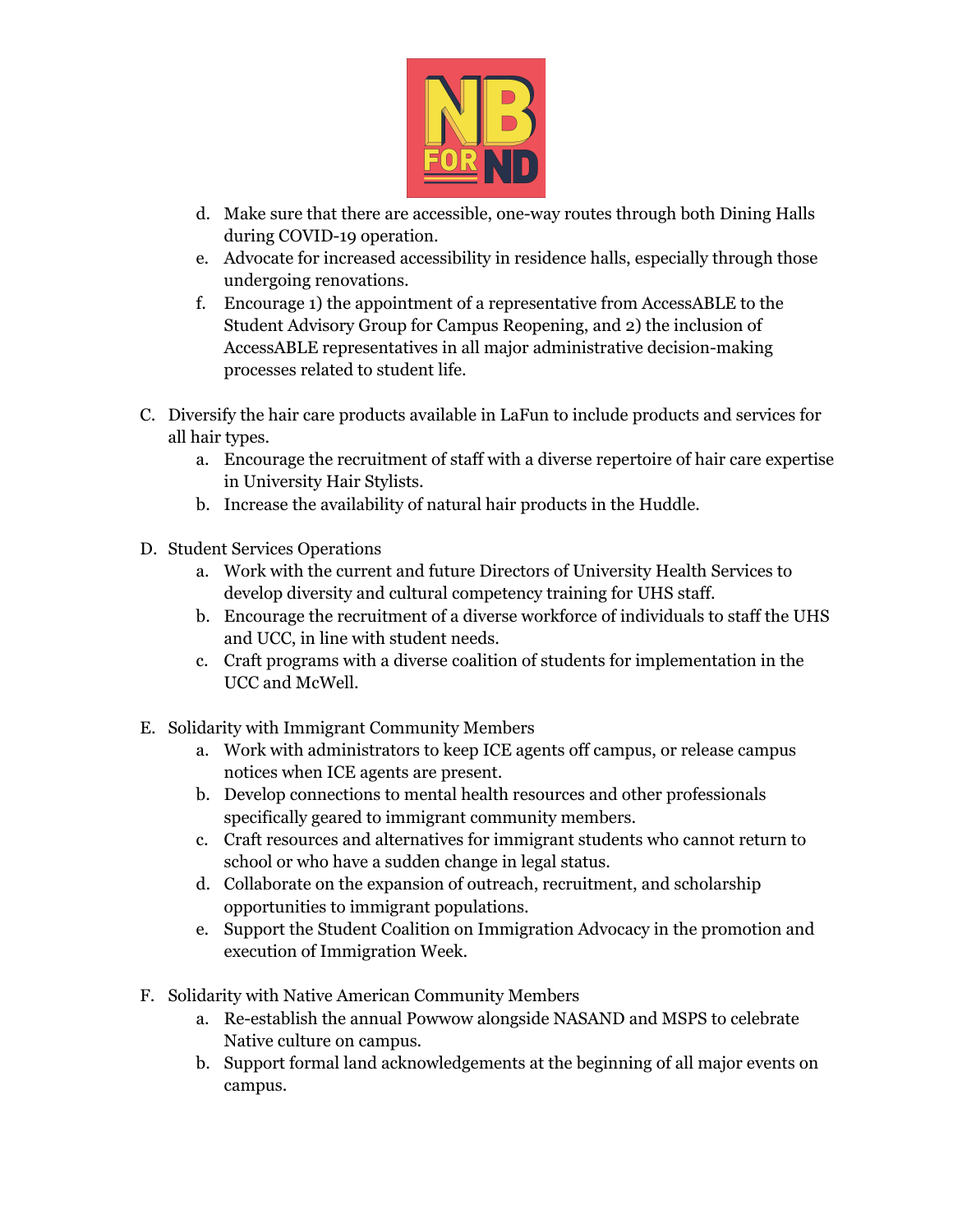d. Make sure that there are accessible, one-way routes through both Dining Halls during COVID-19 operation.
e. Advocate for increased accessibility in residence halls, especially through those undergoing renovations.
f. Encourage 1) the appointment of a representative from AccessABLE to the Student Advisory Group for Campus Reopening, and 2) the inclusion of AccessABLE representatives in all major administrative decision-making processes related to student life.

C. Diversify the hair care products available in LaFun to include products and services for all hair types.
   a. Encourage the recruitment of staff with a diverse repertoire of hair care expertise in University Hair Stylists.
   b. Increase the availability of natural hair products in the Huddle.

D. Student Services Operations
   a. Work with the current and future Directors of University Health Services to develop diversity and cultural competency training for UHS staff.
   b. Encourage the recruitment of a diverse workforce of individuals to staff the UHS and UCC, in line with student needs.
   c. Craft programs with a diverse coalition of students for implementation in the UCC and McWell.

E. Solidarity with Immigrant Community Members
   a. Work with administrators to keep ICE agents off campus, or release campus notices when ICE agents are present.
   b. Develop connections to mental health resources and other professionals specifically geared to immigrant community members.
   c. Craft resources and alternatives for immigrant students who cannot return to school or who have a sudden change in legal status.
   d. Collaborate on the expansion of outreach, recruitment, and scholarship opportunities to immigrant populations.
   e. Support the Student Coalition on Immigration Advocacy in the promotion and execution of Immigration Week.

F. Solidarity with Native American Community Members
   a. Re-establish the annual Powwow alongside NASAND and MSPS to celebrate Native culture on campus.
   b. Support formal land acknowledgements at the beginning of all major events on campus.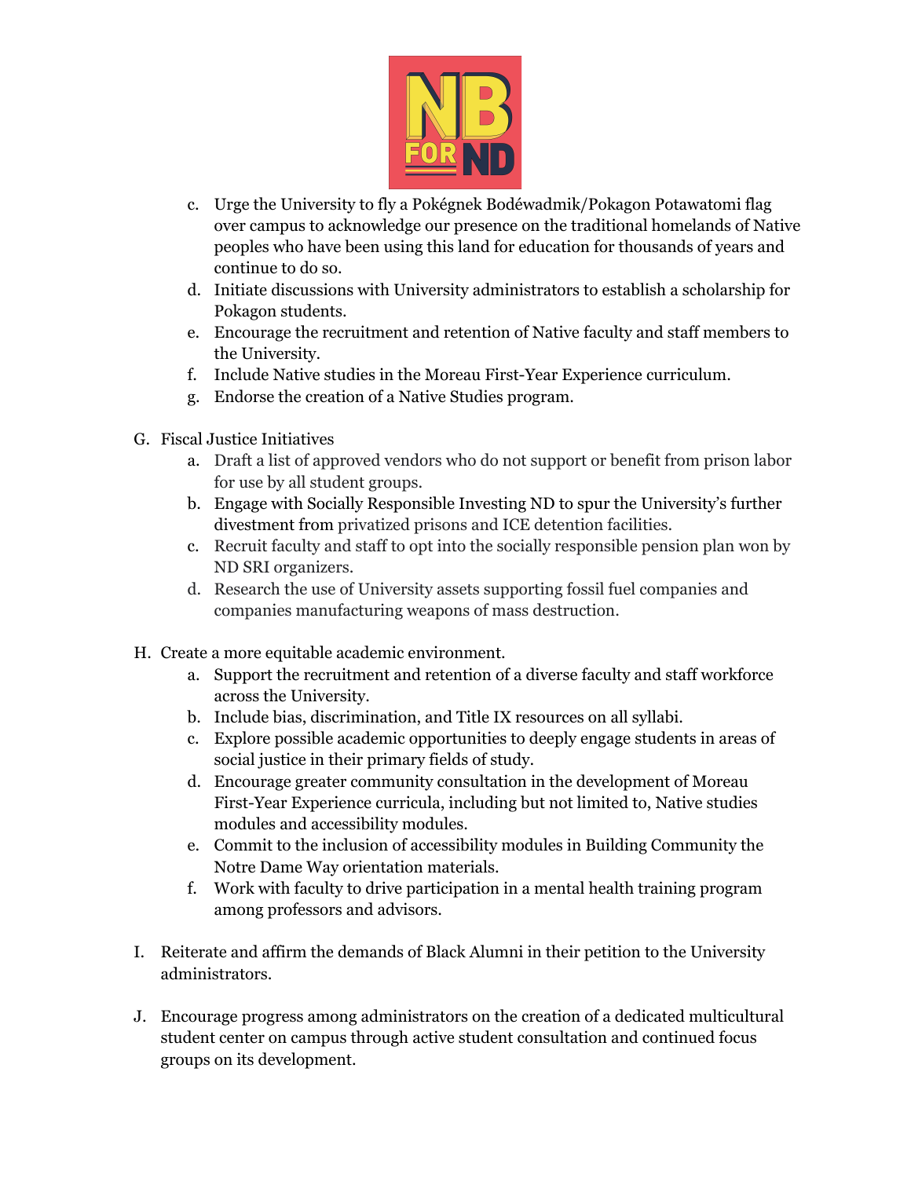c. Urge the University to fly a Pokégnek Bodéwadmik/Pokagon Potawatomi flag over campus to acknowledge our presence on the traditional homelands of Native peoples who have been using this land for education for thousands of years and continue to do so.
d. Initiate discussions with University administrators to establish a scholarship for Pokagon students.
e. Encourage the recruitment and retention of Native faculty and staff members to the University.
f. Include Native studies in the Moreau First-Year Experience curriculum.
g. Endorse the creation of a Native Studies program.

G. Fiscal Justice Initiatives
   a. Draft a list of approved vendors who do not support or benefit from prison labor for use by all student groups.
   b. Engage with Socially Responsible Investing ND to spur the University's further divestment from privatized prisons and ICE detention facilities.
   c. Recruit faculty and staff to opt into the socially responsible pension plan won by ND SRI organizers.
   d. Research the use of University assets supporting fossil fuel companies and companies manufacturing weapons of mass destruction.

H. Create a more equitable academic environment.
   a. Support the recruitment and retention of a diverse faculty and staff workforce across the University.
   b. Include bias, discrimination, and Title IX resources on all syllabi.
   c. Explore possible academic opportunities to deeply engage students in areas of social justice in their primary fields of study.
   d. Encourage greater community consultation in the development of Moreau First-Year Experience curricula, including but not limited to, Native studies modules and accessibility modules.
   e. Commit to the inclusion of accessibility modules in Building Community the Notre Dame Way orientation materials.
   f. Work with faculty to drive participation in a mental health training program among professors and advisors.

I. Reiterate and affirm the demands of Black Alumni in their petition to the University administrators.

J. Encourage progress among administrators on the creation of a dedicated multicultural student center on campus through active student consultation and continued focus groups on its development.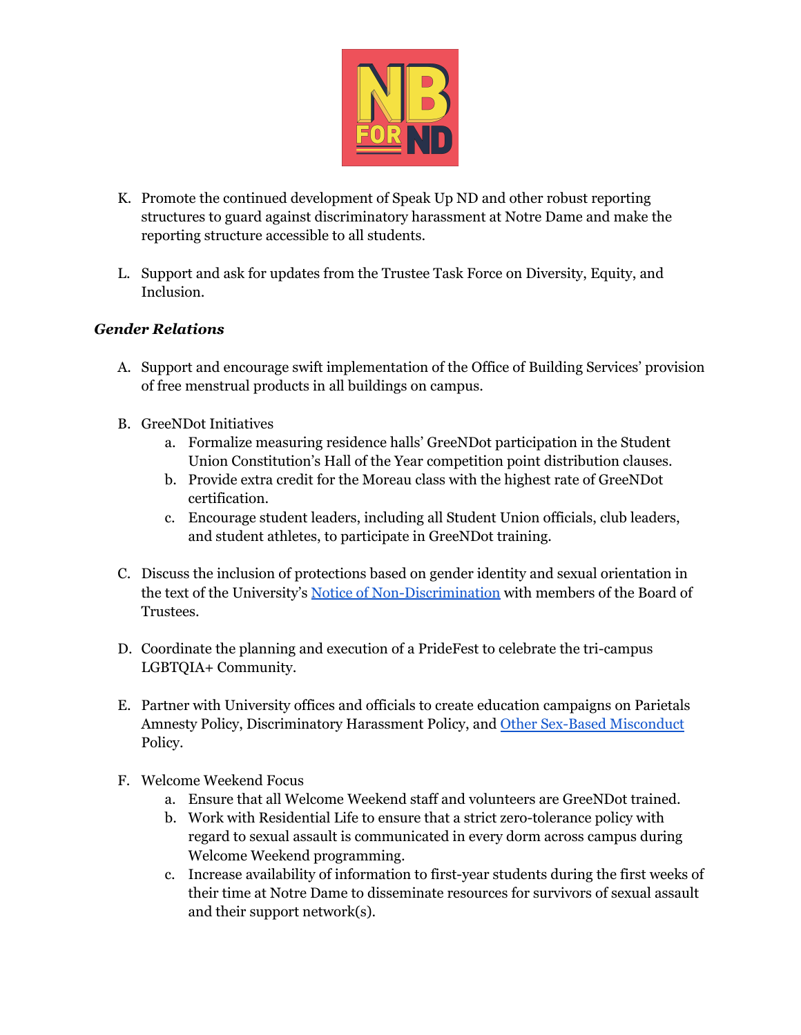K. Promote the continued development of Speak Up ND and other robust reporting structures to guard against discriminatory harassment at Notre Dame and make the reporting structure accessible to all students.

L. Support and ask for updates from the Trustee Task Force on Diversity, Equity, and Inclusion.

***Gender Relations***

A. Support and encourage swift implementation of the Office of Building Services' provision of free menstrual products in all buildings on campus.

B. GreeNDot Initiatives
   a. Formalize measuring residence halls' GreeNDot participation in the Student Union Constitution's Hall of the Year competition point distribution clauses.
   b. Provide extra credit for the Moreau class with the highest rate of GreeNDot certification.
   c. Encourage student leaders, including all Student Union officials, club leaders, and student athletes, to participate in GreeNDot training.

C. Discuss the inclusion of protections based on gender identity and sexual orientation in the text of the University's Notice of Non-Discrimination with members of the Board of Trustees.

D. Coordinate the planning and execution of a PrideFest to celebrate the tri-campus LGBTQIA+ Community.

E. Partner with University offices and officials to create education campaigns on Parietals Amnesty Policy, Discriminatory Harassment Policy, and Other Sex-Based Misconduct Policy.

F. Welcome Weekend Focus
   a. Ensure that all Welcome Weekend staff and volunteers are GreeNDot trained.
   b. Work with Residential Life to ensure that a strict zero-tolerance policy with regard to sexual assault is communicated in every dorm across campus during Welcome Weekend programming.
   c. Increase availability of information to first-year students during the first weeks of their time at Notre Dame to disseminate resources for survivors of sexual assault and their support network(s).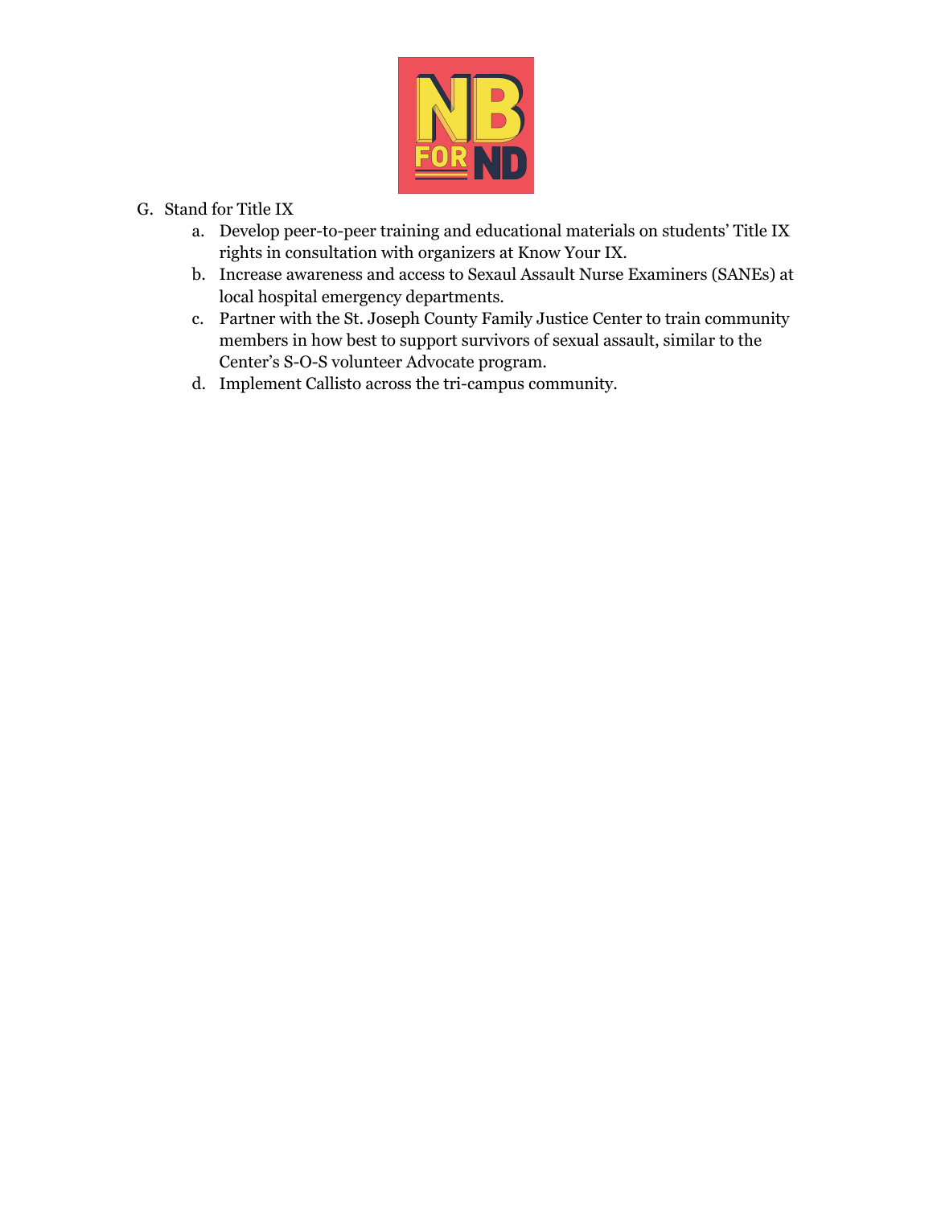G. Stand for Title IX
   a. Develop peer-to-peer training and educational materials on students' Title IX rights in consultation with organizers at Know Your IX.
   b. Increase awareness and access to Sexaul Assault Nurse Examiners (SANEs) at local hospital emergency departments.
   c. Partner with the St. Joseph County Family Justice Center to train community members in how best to support survivors of sexual assault, similar to the Center's S-O-S volunteer Advocate program.
   d. Implement Callisto across the tri-campus community.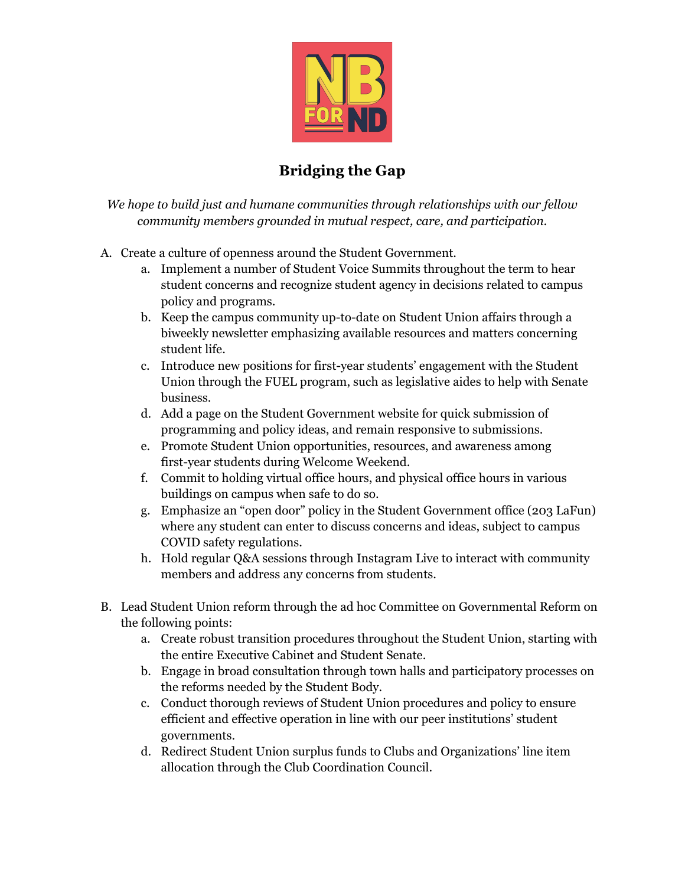## Bridging the Gap

*We hope to build just and humane communities through relationships with our fellow community members grounded in mutual respect, care, and participation.*

A. Create a culture of openness around the Student Government.
   a. Implement a number of Student Voice Summits throughout the term to hear student concerns and recognize student agency in decisions related to campus policy and programs.
   b. Keep the campus community up-to-date on Student Union affairs through a biweekly newsletter emphasizing available resources and matters concerning student life.
   c. Introduce new positions for first-year students' engagement with the Student Union through the FUEL program, such as legislative aides to help with Senate business.
   d. Add a page on the Student Government website for quick submission of programming and policy ideas, and remain responsive to submissions.
   e. Promote Student Union opportunities, resources, and awareness among first-year students during Welcome Weekend.
   f. Commit to holding virtual office hours, and physical office hours in various buildings on campus when safe to do so.
   g. Emphasize an "open door" policy in the Student Government office (203 LaFun) where any student can enter to discuss concerns and ideas, subject to campus COVID safety regulations.
   h. Hold regular Q&A sessions through Instagram Live to interact with community members and address any concerns from students.

B. Lead Student Union reform through the ad hoc Committee on Governmental Reform on the following points:
   a. Create robust transition procedures throughout the Student Union, starting with the entire Executive Cabinet and Student Senate.
   b. Engage in broad consultation through town halls and participatory processes on the reforms needed by the Student Body.
   c. Conduct thorough reviews of Student Union procedures and policy to ensure efficient and effective operation in line with our peer institutions' student governments.
   d. Redirect Student Union surplus funds to Clubs and Organizations' line item allocation through the Club Coordination Council.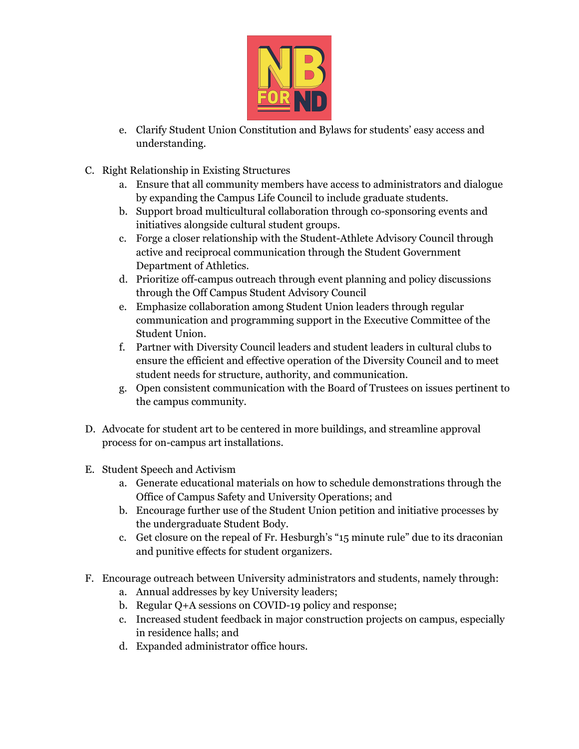e. Clarify Student Union Constitution and Bylaws for students' easy access and understanding.

C. Right Relationship in Existing Structures
   a. Ensure that all community members have access to administrators and dialogue by expanding the Campus Life Council to include graduate students.
   b. Support broad multicultural collaboration through co-sponsoring events and initiatives alongside cultural student groups.
   c. Forge a closer relationship with the Student-Athlete Advisory Council through active and reciprocal communication through the Student Government Department of Athletics.
   d. Prioritize off-campus outreach through event planning and policy discussions through the Off Campus Student Advisory Council
   e. Emphasize collaboration among Student Union leaders through regular communication and programming support in the Executive Committee of the Student Union.
   f. Partner with Diversity Council leaders and student leaders in cultural clubs to ensure the efficient and effective operation of the Diversity Council and to meet student needs for structure, authority, and communication.
   g. Open consistent communication with the Board of Trustees on issues pertinent to the campus community.

D. Advocate for student art to be centered in more buildings, and streamline approval process for on-campus art installations.

E. Student Speech and Activism
   a. Generate educational materials on how to schedule demonstrations through the Office of Campus Safety and University Operations; and
   b. Encourage further use of the Student Union petition and initiative processes by the undergraduate Student Body.
   c. Get closure on the repeal of Fr. Hesburgh's "15 minute rule" due to its draconian and punitive effects for student organizers.

F. Encourage outreach between University administrators and students, namely through:
   a. Annual addresses by key University leaders;
   b. Regular Q+A sessions on COVID-19 policy and response;
   c. Increased student feedback in major construction projects on campus, especially in residence halls; and
   d. Expanded administrator office hours.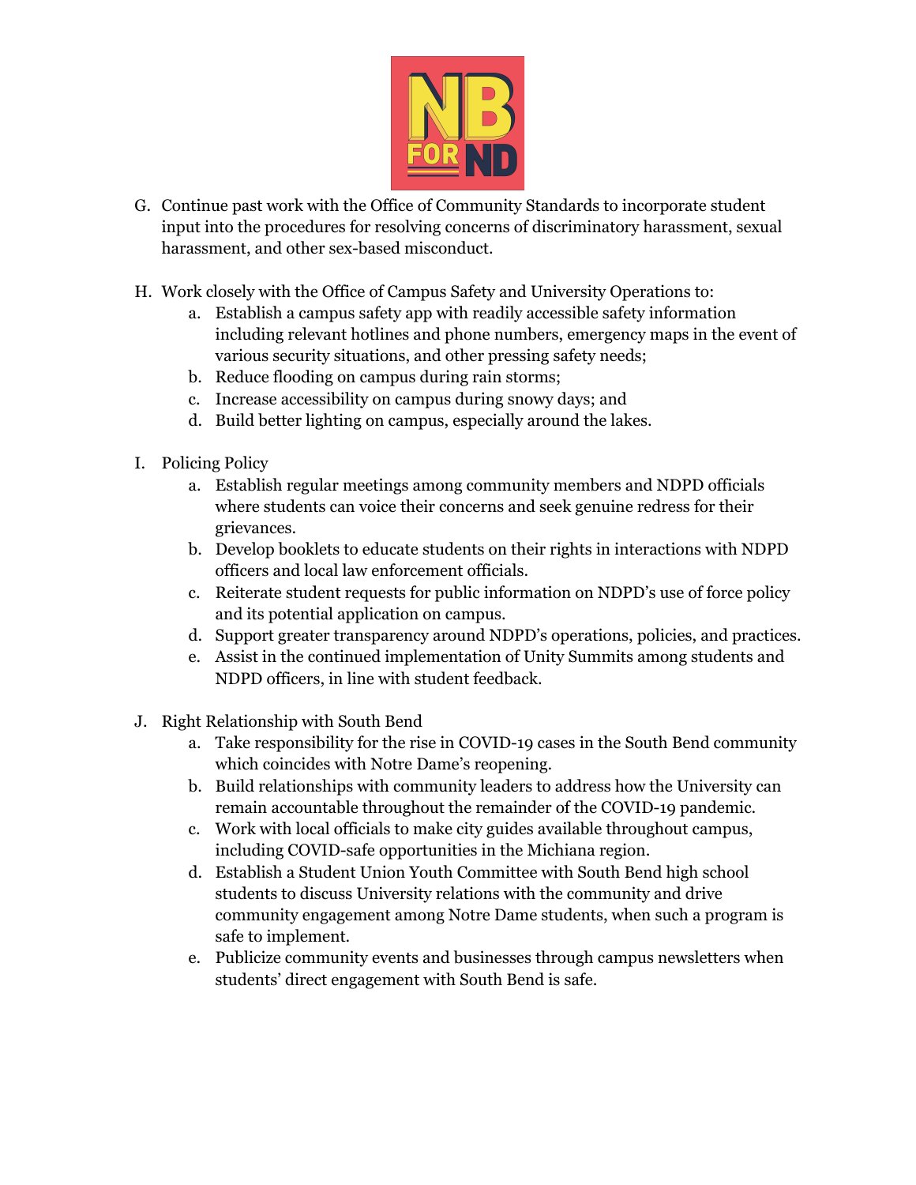G. Continue past work with the Office of Community Standards to incorporate student input into the procedures for resolving concerns of discriminatory harassment, sexual harassment, and other sex-based misconduct.

H. Work closely with the Office of Campus Safety and University Operations to:
   a. Establish a campus safety app with readily accessible safety information including relevant hotlines and phone numbers, emergency maps in the event of various security situations, and other pressing safety needs;
   b. Reduce flooding on campus during rain storms;
   c. Increase accessibility on campus during snowy days; and
   d. Build better lighting on campus, especially around the lakes.

I. Policing Policy
   a. Establish regular meetings among community members and NDPD officials where students can voice their concerns and seek genuine redress for their grievances.
   b. Develop booklets to educate students on their rights in interactions with NDPD officers and local law enforcement officials.
   c. Reiterate student requests for public information on NDPD's use of force policy and its potential application on campus.
   d. Support greater transparency around NDPD's operations, policies, and practices.
   e. Assist in the continued implementation of Unity Summits among students and NDPD officers, in line with student feedback.

J. Right Relationship with South Bend
   a. Take responsibility for the rise in COVID-19 cases in the South Bend community which coincides with Notre Dame's reopening.
   b. Build relationships with community leaders to address how the University can remain accountable throughout the remainder of the COVID-19 pandemic.
   c. Work with local officials to make city guides available throughout campus, including COVID-safe opportunities in the Michiana region.
   d. Establish a Student Union Youth Committee with South Bend high school students to discuss University relations with the community and drive community engagement among Notre Dame students, when such a program is safe to implement.
   e. Publicize community events and businesses through campus newsletters when students' direct engagement with South Bend is safe.